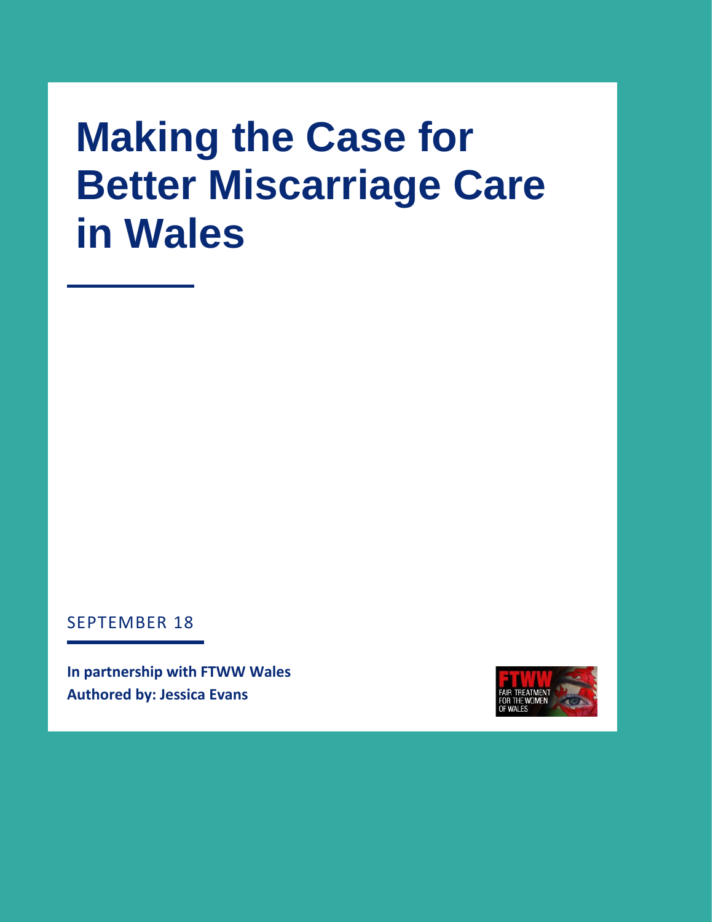# Making the Case for Better Miscarriage Care in Wales

SEPTEMBER 18

**In partnership with FTWW Wales**
**Authored by: Jessica Evans**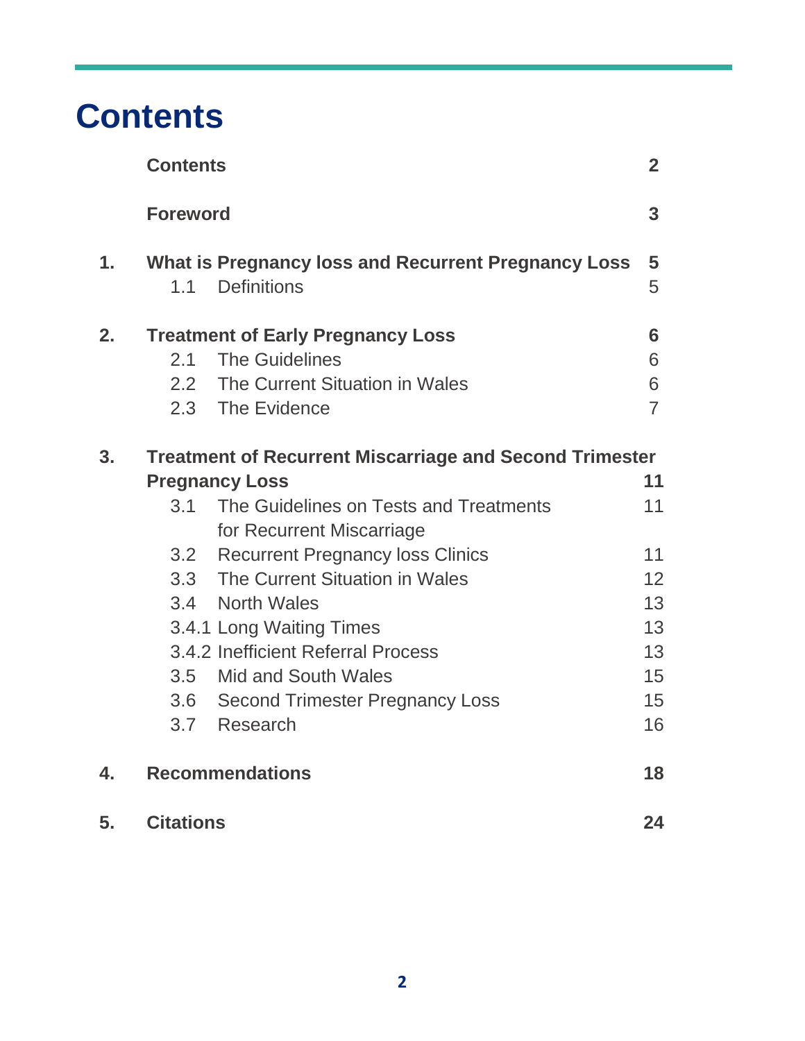# Contents

| | | |
|---|---|---|
| | **Contents** | **2** |
| | **Foreword** | **3** |
| **1.** | **What is Pregnancy loss and Recurrent Pregnancy Loss** | **5** |
| | 1.1 Definitions | 5 |
| **2.** | **Treatment of Early Pregnancy Loss** | **6** |
| | 2.1 The Guidelines | 6 |
| | 2.2 The Current Situation in Wales | 6 |
| | 2.3 The Evidence | 7 |
| **3.** | **Treatment of Recurrent Miscarriage and Second Trimester Pregnancy Loss** | **11** |
| | 3.1 The Guidelines on Tests and Treatments for Recurrent Miscarriage | 11 |
| | 3.2 Recurrent Pregnancy loss Clinics | 11 |
| | 3.3 The Current Situation in Wales | 12 |
| | 3.4 North Wales | 13 |
| | 3.4.1 Long Waiting Times | 13 |
| | 3.4.2 Inefficient Referral Process | 13 |
| | 3.5 Mid and South Wales | 15 |
| | 3.6 Second Trimester Pregnancy Loss | 15 |
| | 3.7 Research | 16 |
| **4.** | **Recommendations** | **18** |
| **5.** | **Citations** | **24** |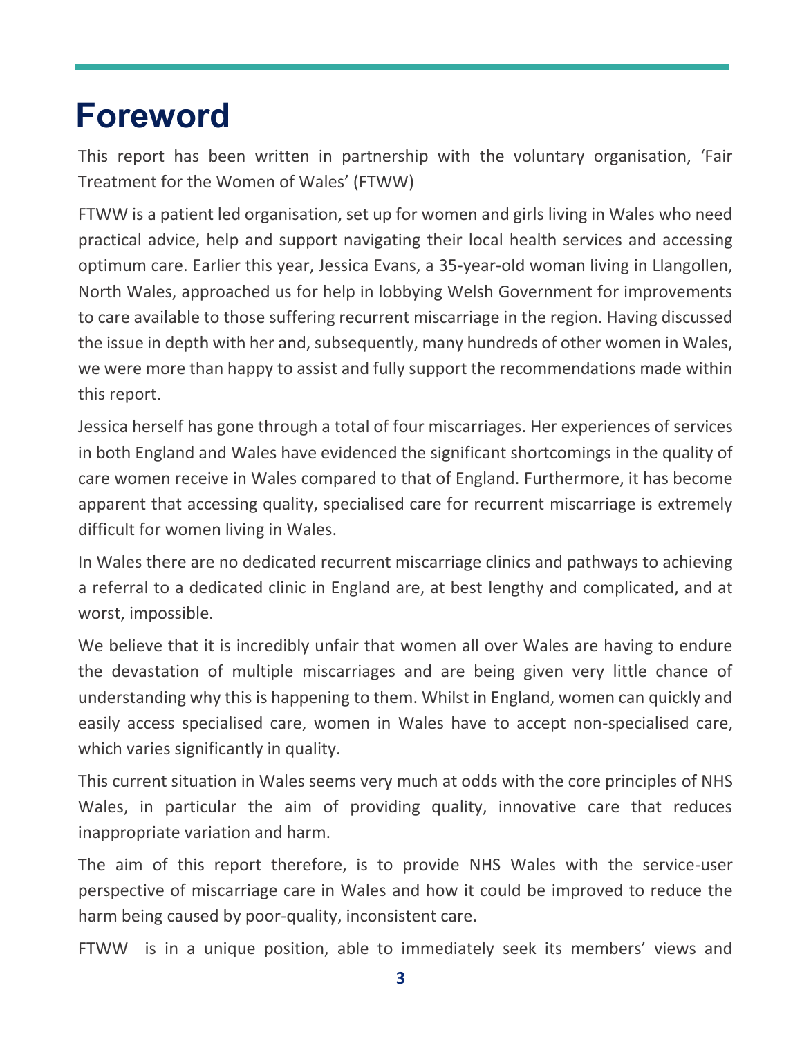# Foreword

This report has been written in partnership with the voluntary organisation, 'Fair Treatment for the Women of Wales' (FTWW)

FTWW is a patient led organisation, set up for women and girls living in Wales who need practical advice, help and support navigating their local health services and accessing optimum care. Earlier this year, Jessica Evans, a 35-year-old woman living in Llangollen, North Wales, approached us for help in lobbying Welsh Government for improvements to care available to those suffering recurrent miscarriage in the region. Having discussed the issue in depth with her and, subsequently, many hundreds of other women in Wales, we were more than happy to assist and fully support the recommendations made within this report.

Jessica herself has gone through a total of four miscarriages. Her experiences of services in both England and Wales have evidenced the significant shortcomings in the quality of care women receive in Wales compared to that of England. Furthermore, it has become apparent that accessing quality, specialised care for recurrent miscarriage is extremely difficult for women living in Wales.

In Wales there are no dedicated recurrent miscarriage clinics and pathways to achieving a referral to a dedicated clinic in England are, at best lengthy and complicated, and at worst, impossible.

We believe that it is incredibly unfair that women all over Wales are having to endure the devastation of multiple miscarriages and are being given very little chance of understanding why this is happening to them. Whilst in England, women can quickly and easily access specialised care, women in Wales have to accept non-specialised care, which varies significantly in quality.

This current situation in Wales seems very much at odds with the core principles of NHS Wales, in particular the aim of providing quality, innovative care that reduces inappropriate variation and harm.

The aim of this report therefore, is to provide NHS Wales with the service-user perspective of miscarriage care in Wales and how it could be improved to reduce the harm being caused by poor-quality, inconsistent care.

FTWW is in a unique position, able to immediately seek its members' views and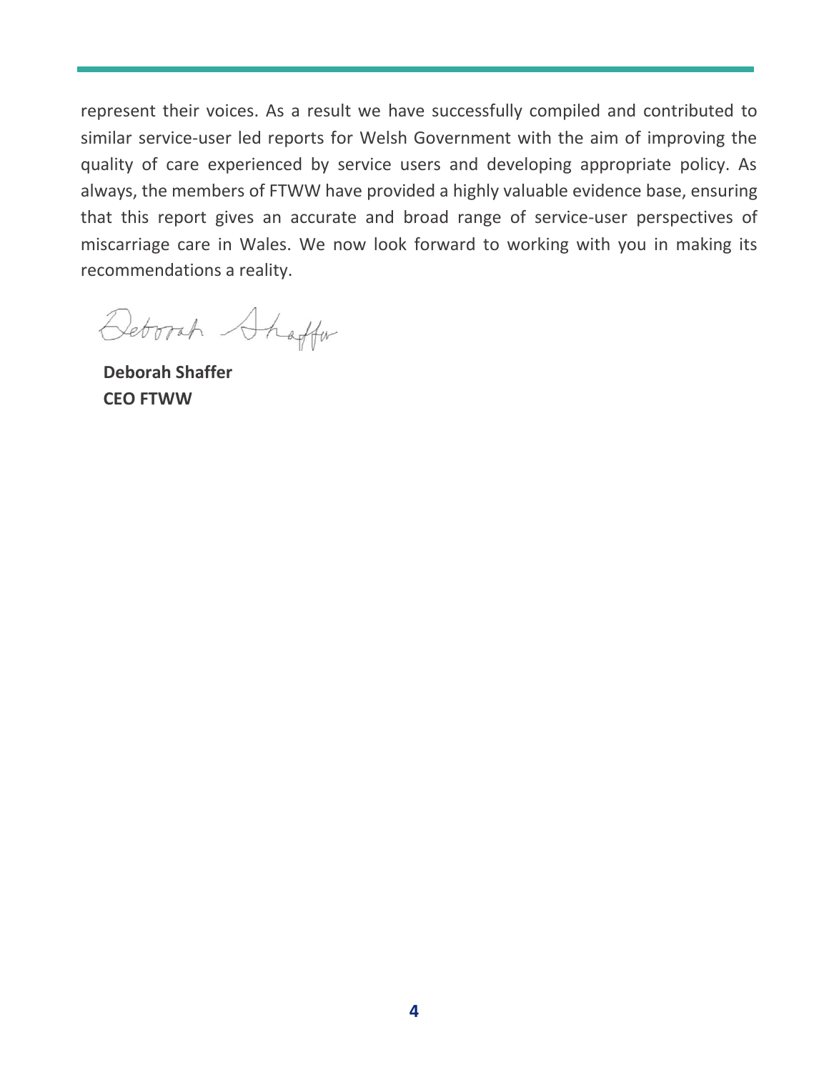represent their voices. As a result we have successfully compiled and contributed to similar service-user led reports for Welsh Government with the aim of improving the quality of care experienced by service users and developing appropriate policy. As always, the members of FTWW have provided a highly valuable evidence base, ensuring that this report gives an accurate and broad range of service-user perspectives of miscarriage care in Wales. We now look forward to working with you in making its recommendations a reality.

**Deborah Shaffer**
**CEO FTWW**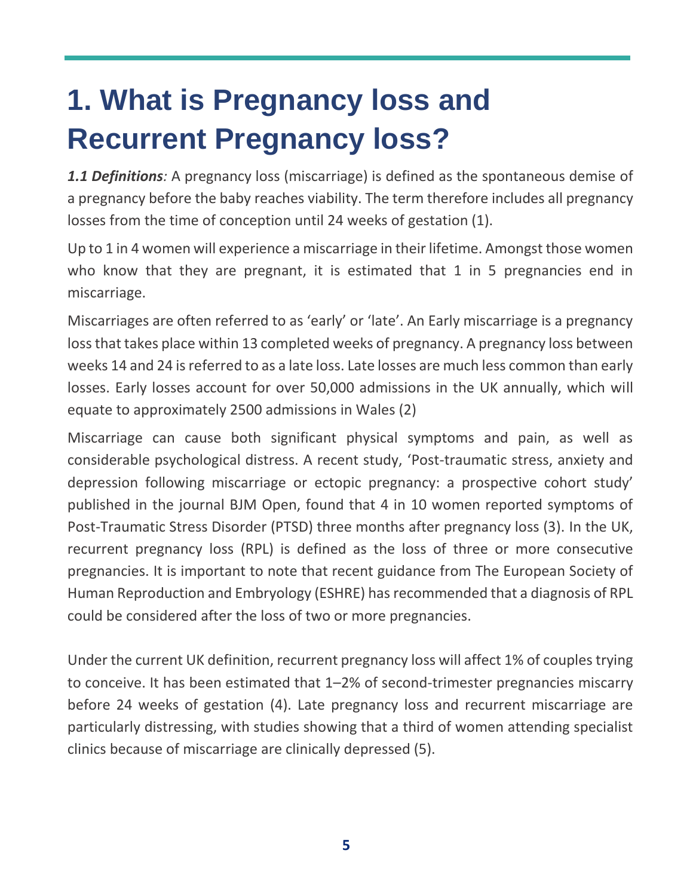# 1. What is Pregnancy loss and Recurrent Pregnancy loss?

***1.1 Definitions**:* A pregnancy loss (miscarriage) is defined as the spontaneous demise of a pregnancy before the baby reaches viability. The term therefore includes all pregnancy losses from the time of conception until 24 weeks of gestation (1).

Up to 1 in 4 women will experience a miscarriage in their lifetime. Amongst those women who know that they are pregnant, it is estimated that 1 in 5 pregnancies end in miscarriage.

Miscarriages are often referred to as 'early' or 'late'. An Early miscarriage is a pregnancy loss that takes place within 13 completed weeks of pregnancy. A pregnancy loss between weeks 14 and 24 is referred to as a late loss. Late losses are much less common than early losses. Early losses account for over 50,000 admissions in the UK annually, which will equate to approximately 2500 admissions in Wales (2)

Miscarriage can cause both significant physical symptoms and pain, as well as considerable psychological distress. A recent study, 'Post-traumatic stress, anxiety and depression following miscarriage or ectopic pregnancy: a prospective cohort study' published in the journal BJM Open, found that 4 in 10 women reported symptoms of Post-Traumatic Stress Disorder (PTSD) three months after pregnancy loss (3). In the UK, recurrent pregnancy loss (RPL) is defined as the loss of three or more consecutive pregnancies. It is important to note that recent guidance from The European Society of Human Reproduction and Embryology (ESHRE) has recommended that a diagnosis of RPL could be considered after the loss of two or more pregnancies.

Under the current UK definition, recurrent pregnancy loss will affect 1% of couples trying to conceive. It has been estimated that 1–2% of second-trimester pregnancies miscarry before 24 weeks of gestation (4). Late pregnancy loss and recurrent miscarriage are particularly distressing, with studies showing that a third of women attending specialist clinics because of miscarriage are clinically depressed (5).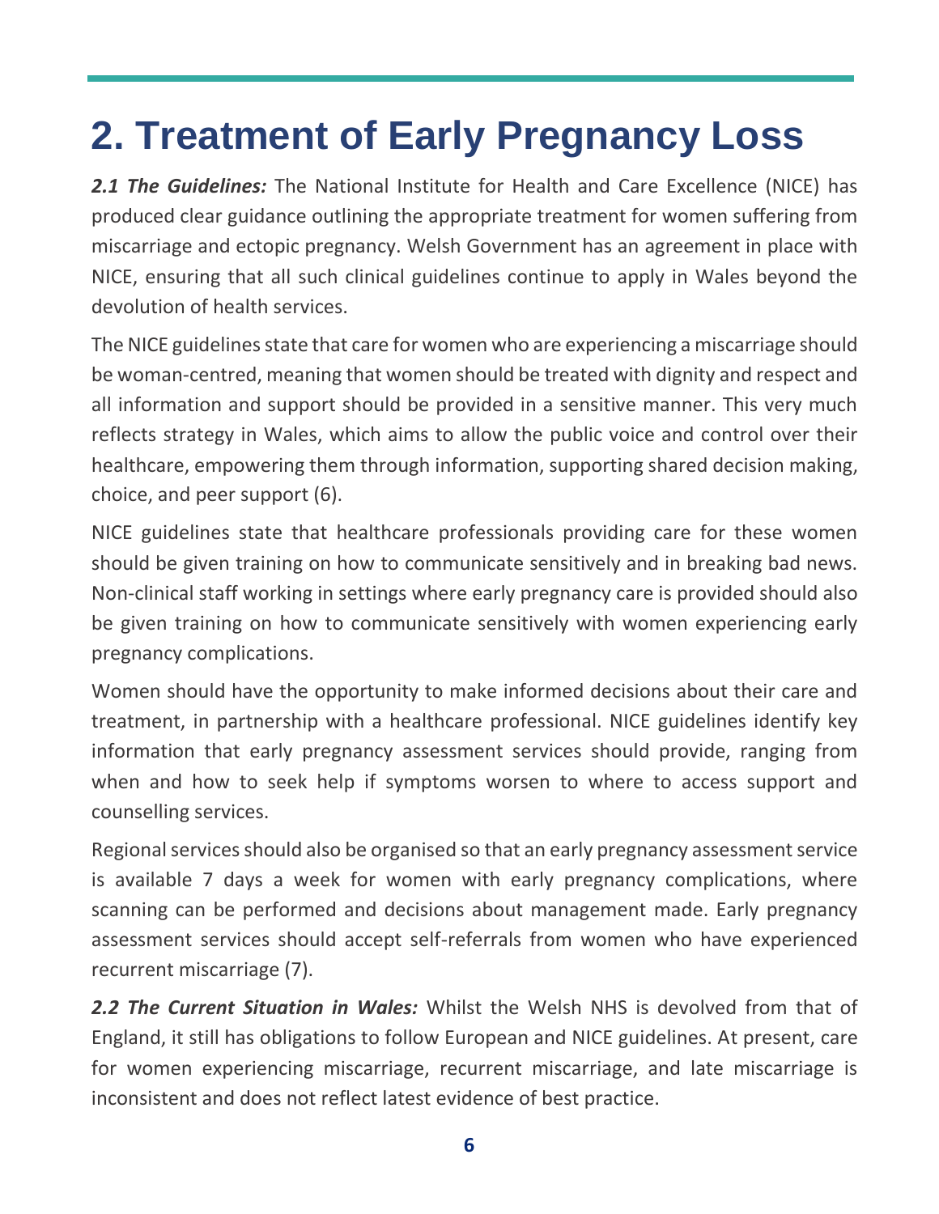# 2. Treatment of Early Pregnancy Loss

***2.1 The Guidelines:*** The National Institute for Health and Care Excellence (NICE) has produced clear guidance outlining the appropriate treatment for women suffering from miscarriage and ectopic pregnancy. Welsh Government has an agreement in place with NICE, ensuring that all such clinical guidelines continue to apply in Wales beyond the devolution of health services.

The NICE guidelines state that care for women who are experiencing a miscarriage should be woman-centred, meaning that women should be treated with dignity and respect and all information and support should be provided in a sensitive manner. This very much reflects strategy in Wales, which aims to allow the public voice and control over their healthcare, empowering them through information, supporting shared decision making, choice, and peer support (6).

NICE guidelines state that healthcare professionals providing care for these women should be given training on how to communicate sensitively and in breaking bad news. Non-clinical staff working in settings where early pregnancy care is provided should also be given training on how to communicate sensitively with women experiencing early pregnancy complications.

Women should have the opportunity to make informed decisions about their care and treatment, in partnership with a healthcare professional. NICE guidelines identify key information that early pregnancy assessment services should provide, ranging from when and how to seek help if symptoms worsen to where to access support and counselling services.

Regional services should also be organised so that an early pregnancy assessment service is available 7 days a week for women with early pregnancy complications, where scanning can be performed and decisions about management made. Early pregnancy assessment services should accept self-referrals from women who have experienced recurrent miscarriage (7).

***2.2 The Current Situation in Wales:*** Whilst the Welsh NHS is devolved from that of England, it still has obligations to follow European and NICE guidelines. At present, care for women experiencing miscarriage, recurrent miscarriage, and late miscarriage is inconsistent and does not reflect latest evidence of best practice.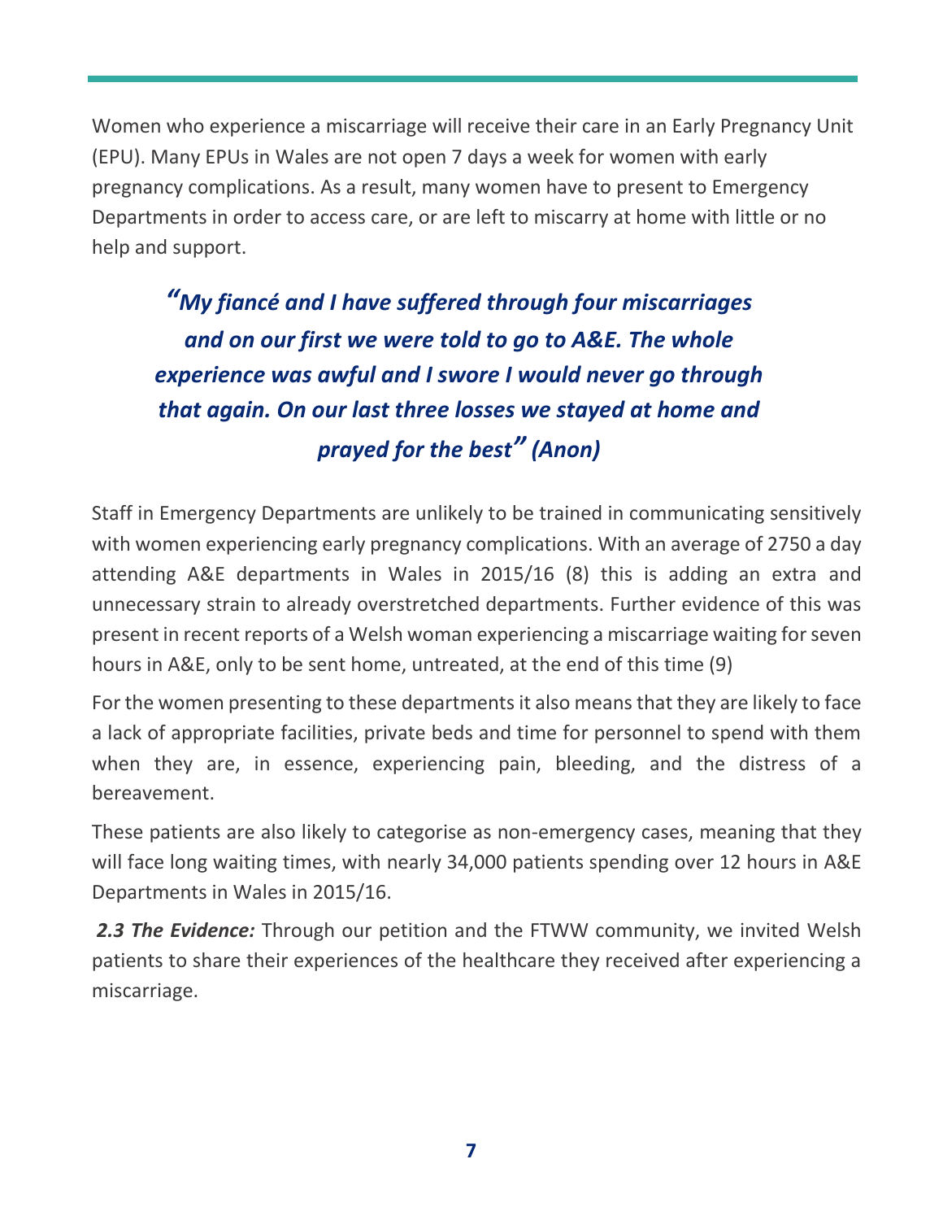Women who experience a miscarriage will receive their care in an Early Pregnancy Unit (EPU). Many EPUs in Wales are not open 7 days a week for women with early pregnancy complications. As a result, many women have to present to Emergency Departments in order to access care, or are left to miscarry at home with little or no help and support.

> ***"My fiancé and I have suffered through four miscarriages and on our first we were told to go to A&E. The whole experience was awful and I swore I would never go through that again. On our last three losses we stayed at home and prayed for the best" (Anon)***

Staff in Emergency Departments are unlikely to be trained in communicating sensitively with women experiencing early pregnancy complications. With an average of 2750 a day attending A&E departments in Wales in 2015/16 (8) this is adding an extra and unnecessary strain to already overstretched departments. Further evidence of this was present in recent reports of a Welsh woman experiencing a miscarriage waiting for seven hours in A&E, only to be sent home, untreated, at the end of this time (9)

For the women presenting to these departments it also means that they are likely to face a lack of appropriate facilities, private beds and time for personnel to spend with them when they are, in essence, experiencing pain, bleeding, and the distress of a bereavement.

These patients are also likely to categorise as non-emergency cases, meaning that they will face long waiting times, with nearly 34,000 patients spending over 12 hours in A&E Departments in Wales in 2015/16.

***2.3 The Evidence:*** Through our petition and the FTWW community, we invited Welsh patients to share their experiences of the healthcare they received after experiencing a miscarriage.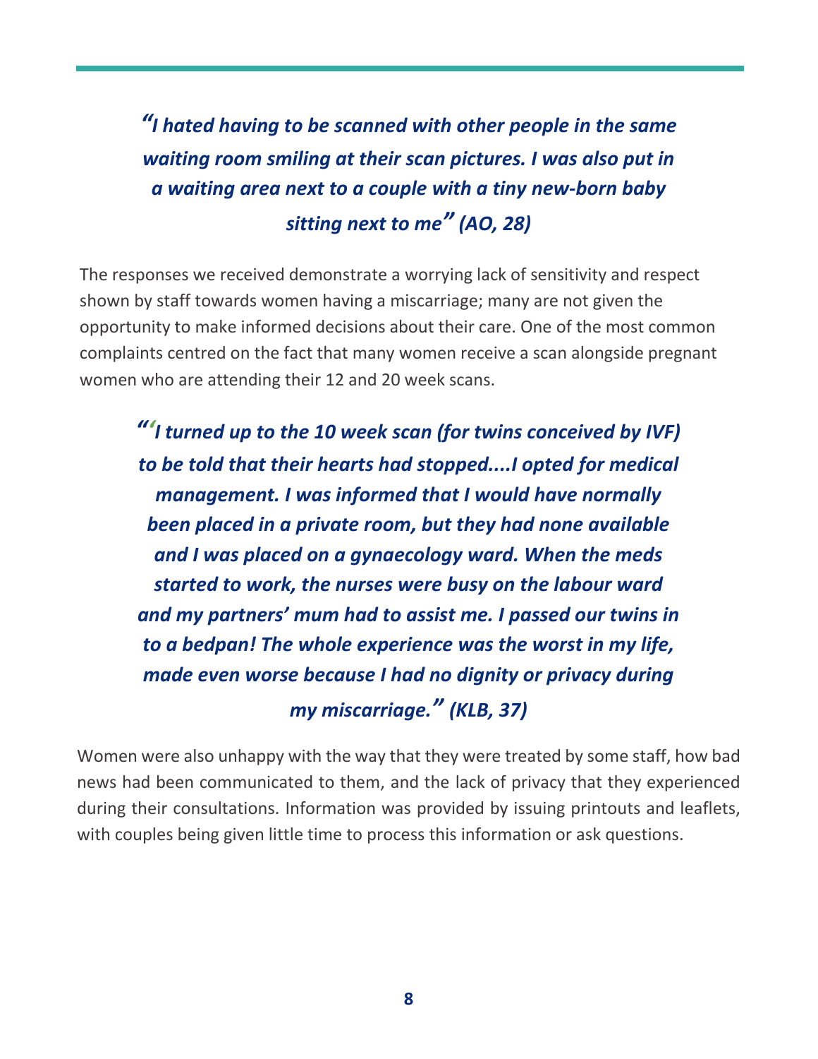*"I hated having to be scanned with other people in the same waiting room smiling at their scan pictures. I was also put in a waiting area next to a couple with a tiny new-born baby sitting next to me" (AO, 28)*

The responses we received demonstrate a worrying lack of sensitivity and respect shown by staff towards women having a miscarriage; many are not given the opportunity to make informed decisions about their care. One of the most common complaints centred on the fact that many women receive a scan alongside pregnant women who are attending their 12 and 20 week scans.

*"'I turned up to the 10 week scan (for twins conceived by IVF) to be told that their hearts had stopped....I opted for medical management. I was informed that I would have normally been placed in a private room, but they had none available and I was placed on a gynaecology ward. When the meds started to work, the nurses were busy on the labour ward and my partners' mum had to assist me. I passed our twins in to a bedpan! The whole experience was the worst in my life, made even worse because I had no dignity or privacy during my miscarriage." (KLB, 37)*

Women were also unhappy with the way that they were treated by some staff, how bad news had been communicated to them, and the lack of privacy that they experienced during their consultations. Information was provided by issuing printouts and leaflets, with couples being given little time to process this information or ask questions.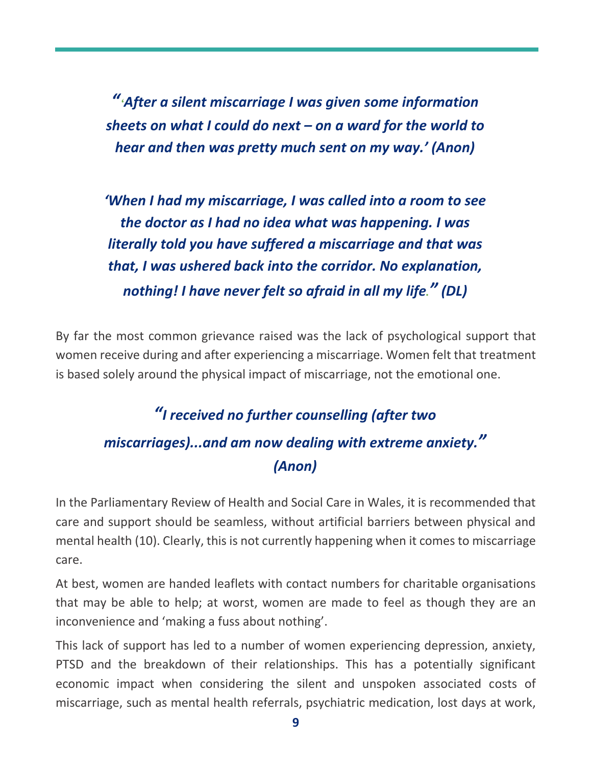*"'After a silent miscarriage I was given some information sheets on what I could do next – on a ward for the world to hear and then was pretty much sent on my way.' (Anon)*

*'When I had my miscarriage, I was called into a room to see the doctor as I had no idea what was happening. I was literally told you have suffered a miscarriage and that was that, I was ushered back into the corridor. No explanation, nothing! I have never felt so afraid in all my life." (DL)*

By far the most common grievance raised was the lack of psychological support that women receive during and after experiencing a miscarriage. Women felt that treatment is based solely around the physical impact of miscarriage, not the emotional one.

*"I received no further counselling (after two miscarriages)...and am now dealing with extreme anxiety." (Anon)*

In the Parliamentary Review of Health and Social Care in Wales, it is recommended that care and support should be seamless, without artificial barriers between physical and mental health (10). Clearly, this is not currently happening when it comes to miscarriage care.

At best, women are handed leaflets with contact numbers for charitable organisations that may be able to help; at worst, women are made to feel as though they are an inconvenience and 'making a fuss about nothing'.

This lack of support has led to a number of women experiencing depression, anxiety, PTSD and the breakdown of their relationships. This has a potentially significant economic impact when considering the silent and unspoken associated costs of miscarriage, such as mental health referrals, psychiatric medication, lost days at work,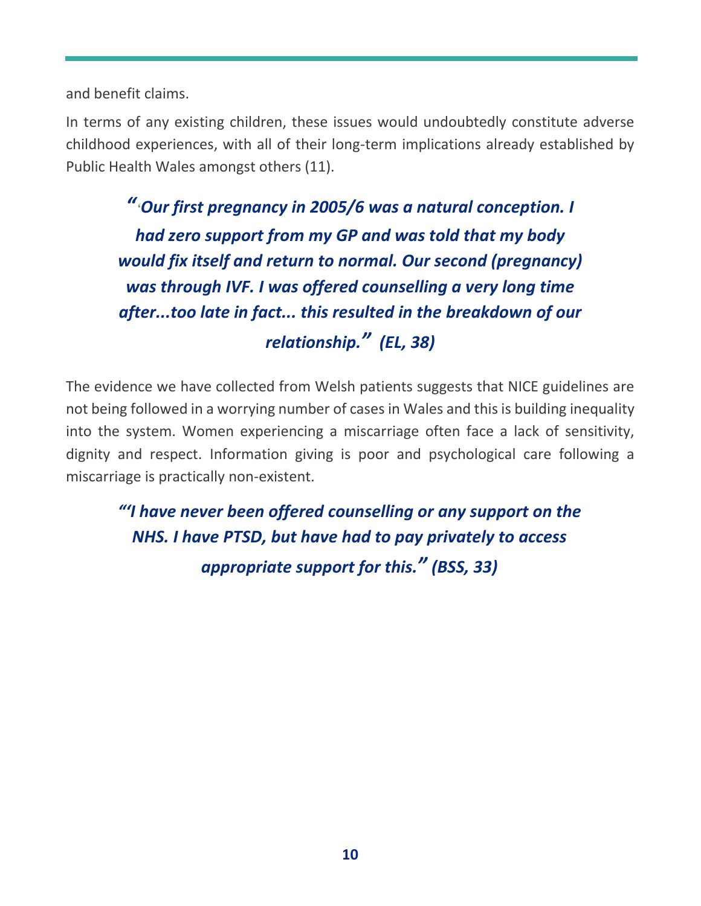and benefit claims.

In terms of any existing children, these issues would undoubtedly constitute adverse childhood experiences, with all of their long-term implications already established by Public Health Wales amongst others (11).

> ***"'Our first pregnancy in 2005/6 was a natural conception. I had zero support from my GP and was told that my body would fix itself and return to normal. Our second (pregnancy) was through IVF. I was offered counselling a very long time after...too late in fact... this resulted in the breakdown of our relationship." (EL, 38)***

The evidence we have collected from Welsh patients suggests that NICE guidelines are not being followed in a worrying number of cases in Wales and this is building inequality into the system. Women experiencing a miscarriage often face a lack of sensitivity, dignity and respect. Information giving is poor and psychological care following a miscarriage is practically non-existent.

> ***"'I have never been offered counselling or any support on the NHS. I have PTSD, but have had to pay privately to access appropriate support for this." (BSS, 33)***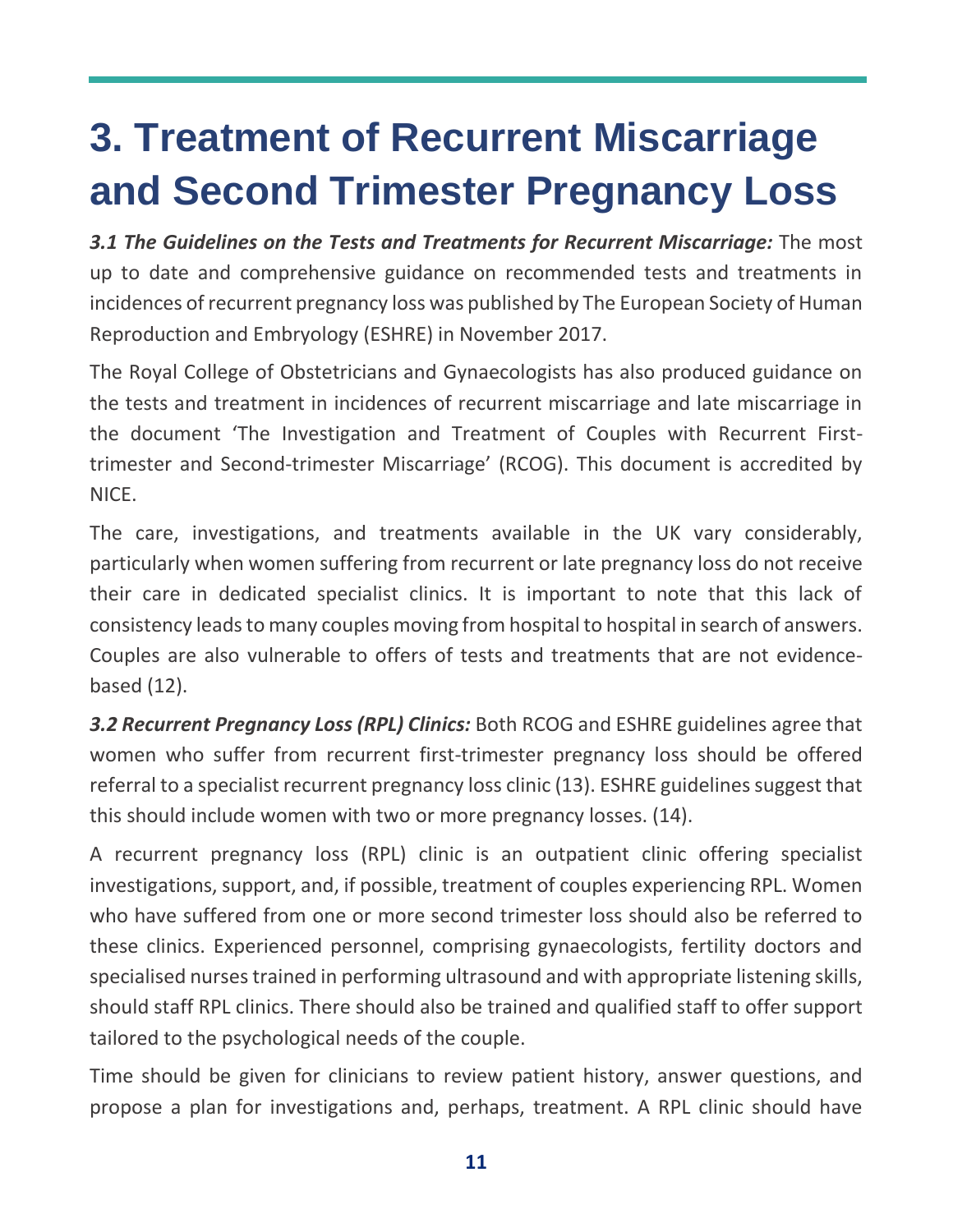# 3. Treatment of Recurrent Miscarriage and Second Trimester Pregnancy Loss

***3.1 The Guidelines on the Tests and Treatments for Recurrent Miscarriage:*** The most up to date and comprehensive guidance on recommended tests and treatments in incidences of recurrent pregnancy loss was published by The European Society of Human Reproduction and Embryology (ESHRE) in November 2017.

The Royal College of Obstetricians and Gynaecologists has also produced guidance on the tests and treatment in incidences of recurrent miscarriage and late miscarriage in the document 'The Investigation and Treatment of Couples with Recurrent First-trimester and Second-trimester Miscarriage' (RCOG). This document is accredited by NICE.

The care, investigations, and treatments available in the UK vary considerably, particularly when women suffering from recurrent or late pregnancy loss do not receive their care in dedicated specialist clinics. It is important to note that this lack of consistency leads to many couples moving from hospital to hospital in search of answers. Couples are also vulnerable to offers of tests and treatments that are not evidence-based (12).

***3.2 Recurrent Pregnancy Loss (RPL) Clinics:*** Both RCOG and ESHRE guidelines agree that women who suffer from recurrent first-trimester pregnancy loss should be offered referral to a specialist recurrent pregnancy loss clinic (13). ESHRE guidelines suggest that this should include women with two or more pregnancy losses. (14).

A recurrent pregnancy loss (RPL) clinic is an outpatient clinic offering specialist investigations, support, and, if possible, treatment of couples experiencing RPL. Women who have suffered from one or more second trimester loss should also be referred to these clinics. Experienced personnel, comprising gynaecologists, fertility doctors and specialised nurses trained in performing ultrasound and with appropriate listening skills, should staff RPL clinics. There should also be trained and qualified staff to offer support tailored to the psychological needs of the couple.

Time should be given for clinicians to review patient history, answer questions, and propose a plan for investigations and, perhaps, treatment. A RPL clinic should have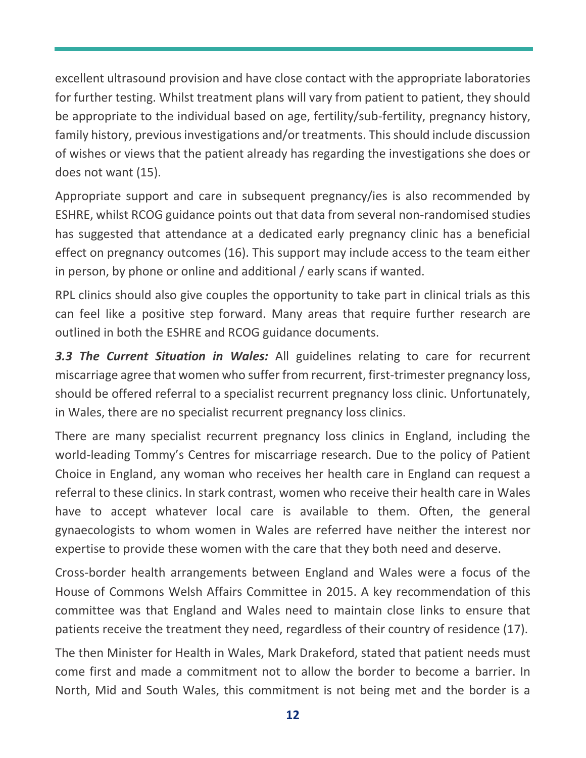excellent ultrasound provision and have close contact with the appropriate laboratories for further testing. Whilst treatment plans will vary from patient to patient, they should be appropriate to the individual based on age, fertility/sub-fertility, pregnancy history, family history, previous investigations and/or treatments. This should include discussion of wishes or views that the patient already has regarding the investigations she does or does not want (15).

Appropriate support and care in subsequent pregnancy/ies is also recommended by ESHRE, whilst RCOG guidance points out that data from several non-randomised studies has suggested that attendance at a dedicated early pregnancy clinic has a beneficial effect on pregnancy outcomes (16). This support may include access to the team either in person, by phone or online and additional / early scans if wanted.

RPL clinics should also give couples the opportunity to take part in clinical trials as this can feel like a positive step forward. Many areas that require further research are outlined in both the ESHRE and RCOG guidance documents.

***3.3 The Current Situation in Wales:*** All guidelines relating to care for recurrent miscarriage agree that women who suffer from recurrent, first-trimester pregnancy loss, should be offered referral to a specialist recurrent pregnancy loss clinic. Unfortunately, in Wales, there are no specialist recurrent pregnancy loss clinics.

There are many specialist recurrent pregnancy loss clinics in England, including the world-leading Tommy's Centres for miscarriage research. Due to the policy of Patient Choice in England, any woman who receives her health care in England can request a referral to these clinics. In stark contrast, women who receive their health care in Wales have to accept whatever local care is available to them. Often, the general gynaecologists to whom women in Wales are referred have neither the interest nor expertise to provide these women with the care that they both need and deserve.

Cross-border health arrangements between England and Wales were a focus of the House of Commons Welsh Affairs Committee in 2015. A key recommendation of this committee was that England and Wales need to maintain close links to ensure that patients receive the treatment they need, regardless of their country of residence (17).

The then Minister for Health in Wales, Mark Drakeford, stated that patient needs must come first and made a commitment not to allow the border to become a barrier. In North, Mid and South Wales, this commitment is not being met and the border is a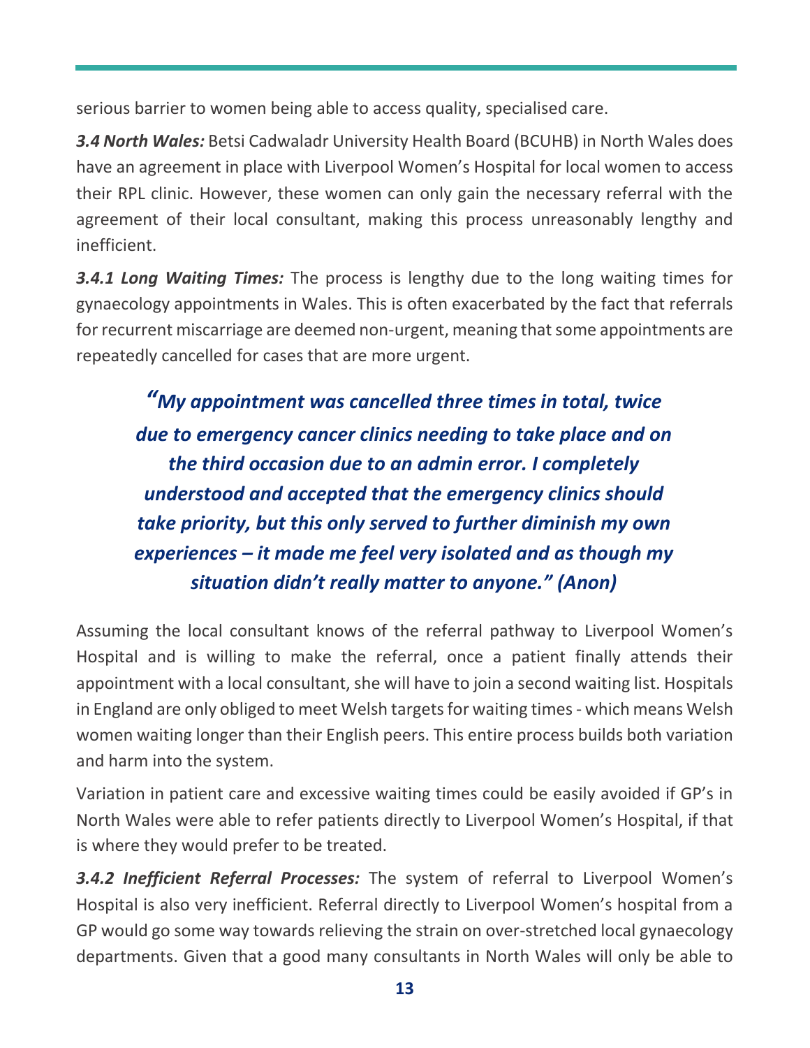serious barrier to women being able to access quality, specialised care.

***3.4 North Wales:*** Betsi Cadwaladr University Health Board (BCUHB) in North Wales does have an agreement in place with Liverpool Women's Hospital for local women to access their RPL clinic. However, these women can only gain the necessary referral with the agreement of their local consultant, making this process unreasonably lengthy and inefficient.

***3.4.1 Long Waiting Times:*** The process is lengthy due to the long waiting times for gynaecology appointments in Wales. This is often exacerbated by the fact that referrals for recurrent miscarriage are deemed non-urgent, meaning that some appointments are repeatedly cancelled for cases that are more urgent.

> ***"My appointment was cancelled three times in total, twice due to emergency cancer clinics needing to take place and on the third occasion due to an admin error. I completely understood and accepted that the emergency clinics should take priority, but this only served to further diminish my own experiences – it made me feel very isolated and as though my situation didn't really matter to anyone." (Anon)***

Assuming the local consultant knows of the referral pathway to Liverpool Women's Hospital and is willing to make the referral, once a patient finally attends their appointment with a local consultant, she will have to join a second waiting list. Hospitals in England are only obliged to meet Welsh targets for waiting times - which means Welsh women waiting longer than their English peers. This entire process builds both variation and harm into the system.

Variation in patient care and excessive waiting times could be easily avoided if GP's in North Wales were able to refer patients directly to Liverpool Women's Hospital, if that is where they would prefer to be treated.

***3.4.2 Inefficient Referral Processes:*** The system of referral to Liverpool Women's Hospital is also very inefficient. Referral directly to Liverpool Women's hospital from a GP would go some way towards relieving the strain on over-stretched local gynaecology departments. Given that a good many consultants in North Wales will only be able to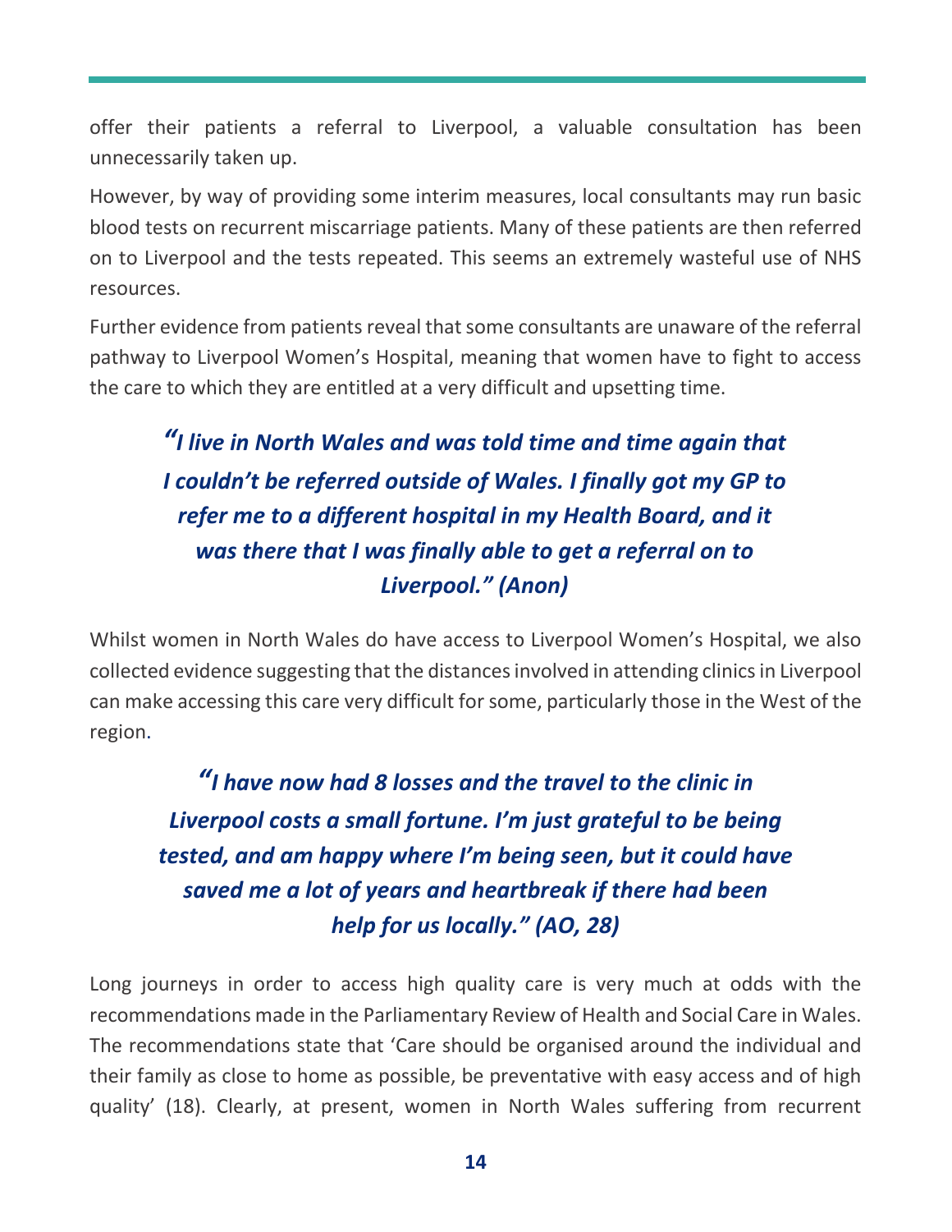offer their patients a referral to Liverpool, a valuable consultation has been unnecessarily taken up.

However, by way of providing some interim measures, local consultants may run basic blood tests on recurrent miscarriage patients. Many of these patients are then referred on to Liverpool and the tests repeated. This seems an extremely wasteful use of NHS resources.

Further evidence from patients reveal that some consultants are unaware of the referral pathway to Liverpool Women's Hospital, meaning that women have to fight to access the care to which they are entitled at a very difficult and upsetting time.

> ***"I live in North Wales and was told time and time again that I couldn't be referred outside of Wales. I finally got my GP to refer me to a different hospital in my Health Board, and it was there that I was finally able to get a referral on to Liverpool." (Anon)***

Whilst women in North Wales do have access to Liverpool Women's Hospital, we also collected evidence suggesting that the distances involved in attending clinics in Liverpool can make accessing this care very difficult for some, particularly those in the West of the region.

> ***"I have now had 8 losses and the travel to the clinic in Liverpool costs a small fortune. I'm just grateful to be being tested, and am happy where I'm being seen, but it could have saved me a lot of years and heartbreak if there had been help for us locally." (AO, 28)***

Long journeys in order to access high quality care is very much at odds with the recommendations made in the Parliamentary Review of Health and Social Care in Wales. The recommendations state that 'Care should be organised around the individual and their family as close to home as possible, be preventative with easy access and of high quality' (18). Clearly, at present, women in North Wales suffering from recurrent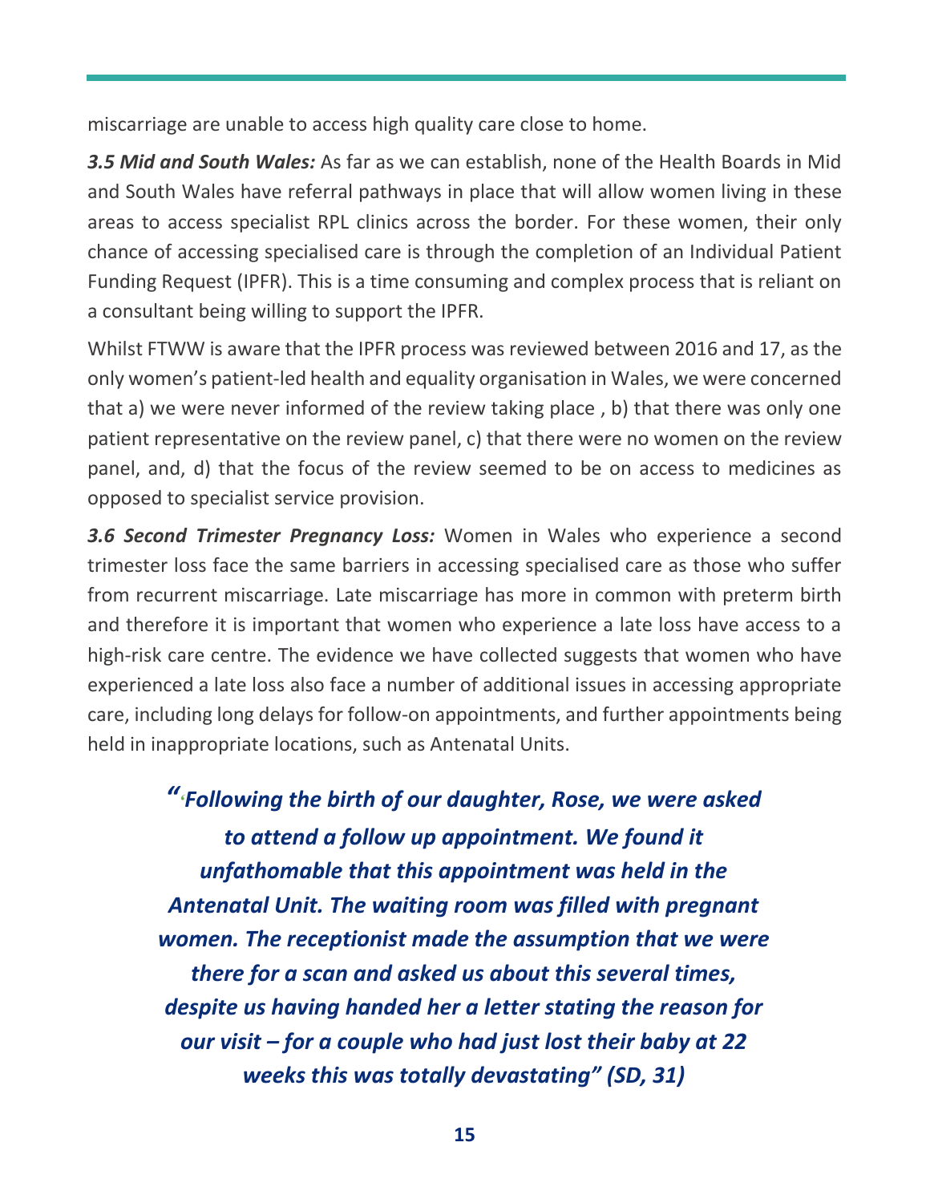miscarriage are unable to access high quality care close to home.

***3.5 Mid and South Wales:*** As far as we can establish, none of the Health Boards in Mid and South Wales have referral pathways in place that will allow women living in these areas to access specialist RPL clinics across the border. For these women, their only chance of accessing specialised care is through the completion of an Individual Patient Funding Request (IPFR). This is a time consuming and complex process that is reliant on a consultant being willing to support the IPFR.

Whilst FTWW is aware that the IPFR process was reviewed between 2016 and 17, as the only women's patient-led health and equality organisation in Wales, we were concerned that a) we were never informed of the review taking place , b) that there was only one patient representative on the review panel, c) that there were no women on the review panel, and, d) that the focus of the review seemed to be on access to medicines as opposed to specialist service provision.

***3.6 Second Trimester Pregnancy Loss:*** Women in Wales who experience a second trimester loss face the same barriers in accessing specialised care as those who suffer from recurrent miscarriage. Late miscarriage has more in common with preterm birth and therefore it is important that women who experience a late loss have access to a high-risk care centre. The evidence we have collected suggests that women who have experienced a late loss also face a number of additional issues in accessing appropriate care, including long delays for follow-on appointments, and further appointments being held in inappropriate locations, such as Antenatal Units.

> ***"Following the birth of our daughter, Rose, we were asked to attend a follow up appointment. We found it unfathomable that this appointment was held in the Antenatal Unit. The waiting room was filled with pregnant women. The receptionist made the assumption that we were there for a scan and asked us about this several times, despite us having handed her a letter stating the reason for our visit – for a couple who had just lost their baby at 22 weeks this was totally devastating" (SD, 31)***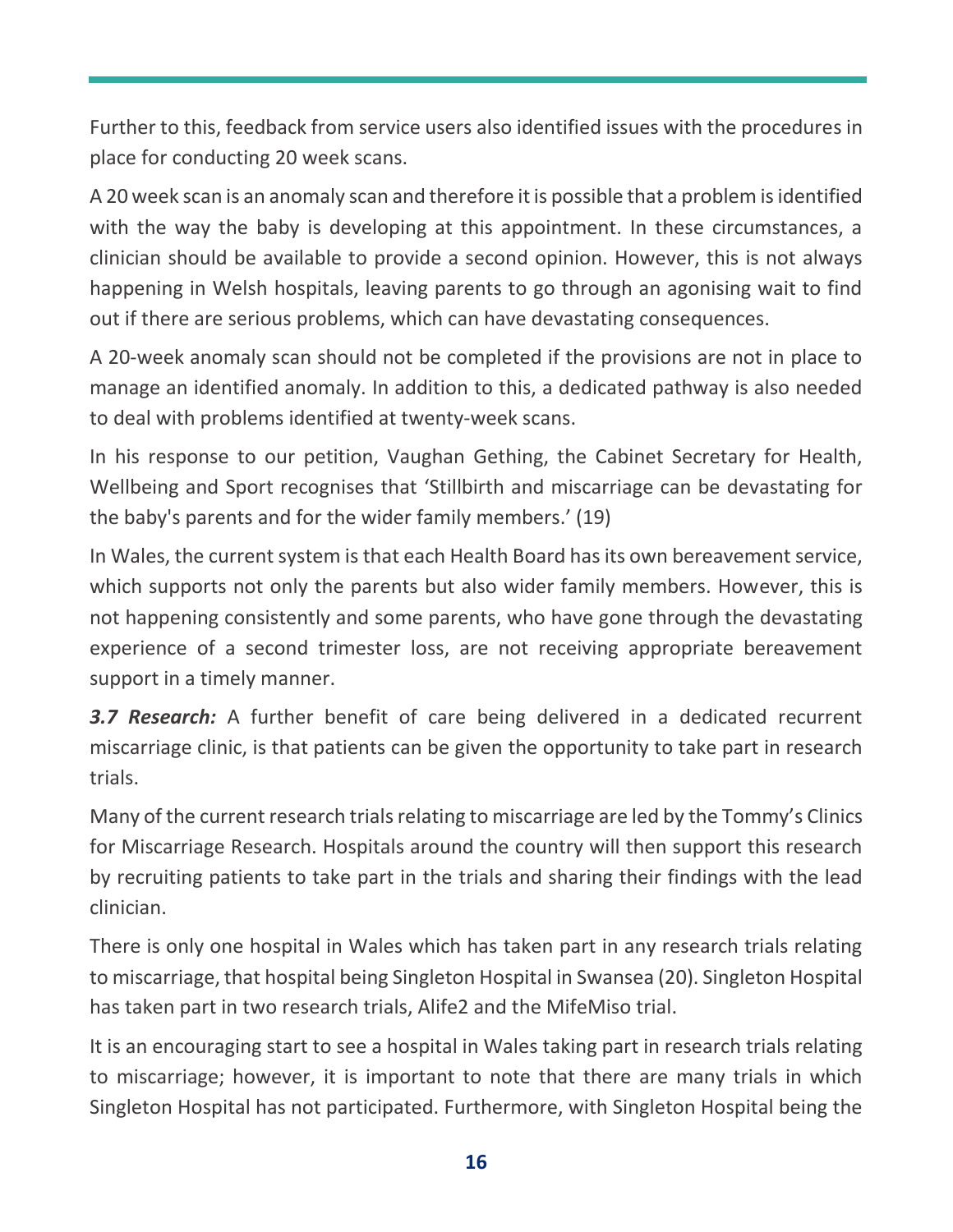Further to this, feedback from service users also identified issues with the procedures in place for conducting 20 week scans.

A 20 week scan is an anomaly scan and therefore it is possible that a problem is identified with the way the baby is developing at this appointment. In these circumstances, a clinician should be available to provide a second opinion. However, this is not always happening in Welsh hospitals, leaving parents to go through an agonising wait to find out if there are serious problems, which can have devastating consequences.

A 20-week anomaly scan should not be completed if the provisions are not in place to manage an identified anomaly. In addition to this, a dedicated pathway is also needed to deal with problems identified at twenty-week scans.

In his response to our petition, Vaughan Gething, the Cabinet Secretary for Health, Wellbeing and Sport recognises that 'Stillbirth and miscarriage can be devastating for the baby's parents and for the wider family members.' (19)

In Wales, the current system is that each Health Board has its own bereavement service, which supports not only the parents but also wider family members. However, this is not happening consistently and some parents, who have gone through the devastating experience of a second trimester loss, are not receiving appropriate bereavement support in a timely manner.

***3.7 Research:*** A further benefit of care being delivered in a dedicated recurrent miscarriage clinic, is that patients can be given the opportunity to take part in research trials.

Many of the current research trials relating to miscarriage are led by the Tommy's Clinics for Miscarriage Research. Hospitals around the country will then support this research by recruiting patients to take part in the trials and sharing their findings with the lead clinician.

There is only one hospital in Wales which has taken part in any research trials relating to miscarriage, that hospital being Singleton Hospital in Swansea (20). Singleton Hospital has taken part in two research trials, Alife2 and the MifeMiso trial.

It is an encouraging start to see a hospital in Wales taking part in research trials relating to miscarriage; however, it is important to note that there are many trials in which Singleton Hospital has not participated. Furthermore, with Singleton Hospital being the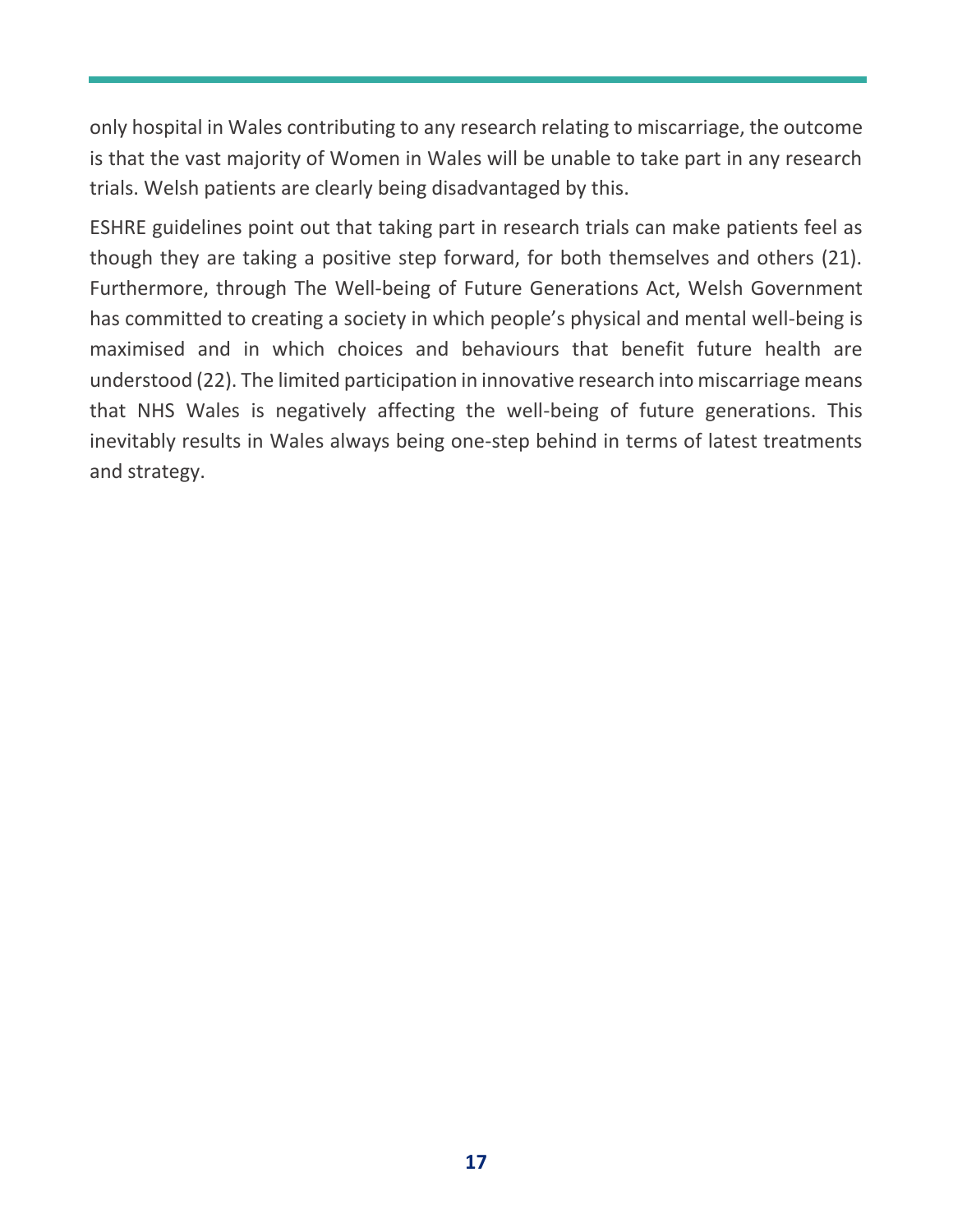only hospital in Wales contributing to any research relating to miscarriage, the outcome is that the vast majority of Women in Wales will be unable to take part in any research trials. Welsh patients are clearly being disadvantaged by this.

ESHRE guidelines point out that taking part in research trials can make patients feel as though they are taking a positive step forward, for both themselves and others (21). Furthermore, through The Well-being of Future Generations Act, Welsh Government has committed to creating a society in which people's physical and mental well-being is maximised and in which choices and behaviours that benefit future health are understood (22). The limited participation in innovative research into miscarriage means that NHS Wales is negatively affecting the well-being of future generations. This inevitably results in Wales always being one-step behind in terms of latest treatments and strategy.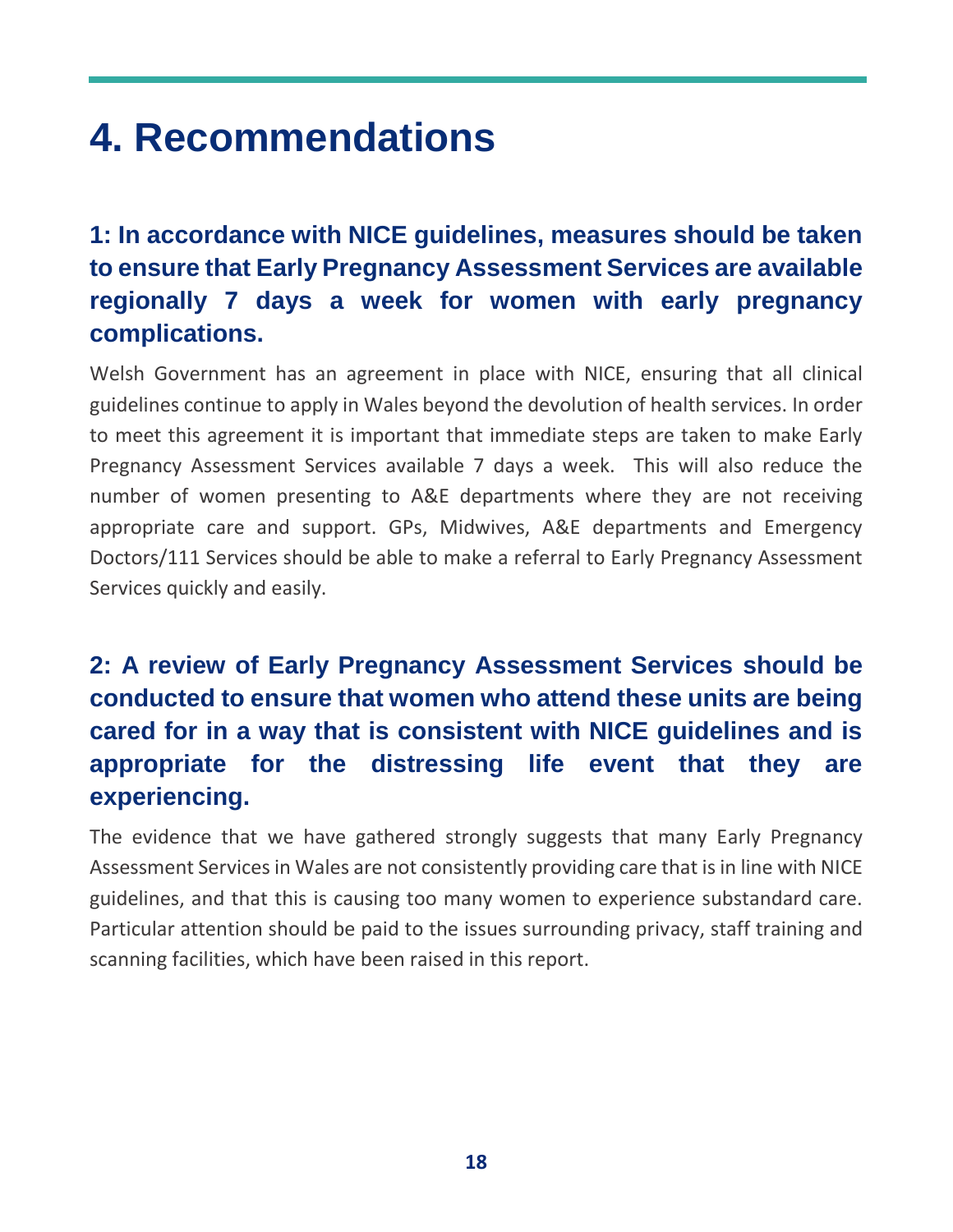# 4. Recommendations

## 1: In accordance with NICE guidelines, measures should be taken to ensure that Early Pregnancy Assessment Services are available regionally 7 days a week for women with early pregnancy complications.

Welsh Government has an agreement in place with NICE, ensuring that all clinical guidelines continue to apply in Wales beyond the devolution of health services. In order to meet this agreement it is important that immediate steps are taken to make Early Pregnancy Assessment Services available 7 days a week. This will also reduce the number of women presenting to A&E departments where they are not receiving appropriate care and support. GPs, Midwives, A&E departments and Emergency Doctors/111 Services should be able to make a referral to Early Pregnancy Assessment Services quickly and easily.

## 2: A review of Early Pregnancy Assessment Services should be conducted to ensure that women who attend these units are being cared for in a way that is consistent with NICE guidelines and is appropriate for the distressing life event that they are experiencing.

The evidence that we have gathered strongly suggests that many Early Pregnancy Assessment Services in Wales are not consistently providing care that is in line with NICE guidelines, and that this is causing too many women to experience substandard care. Particular attention should be paid to the issues surrounding privacy, staff training and scanning facilities, which have been raised in this report.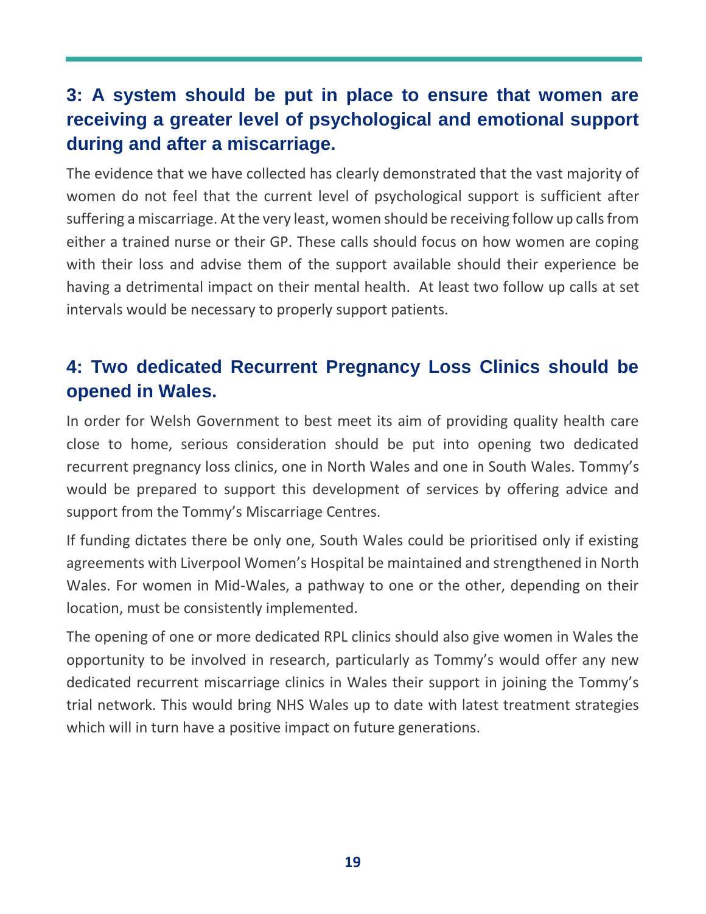## 3: A system should be put in place to ensure that women are receiving a greater level of psychological and emotional support during and after a miscarriage.

The evidence that we have collected has clearly demonstrated that the vast majority of women do not feel that the current level of psychological support is sufficient after suffering a miscarriage. At the very least, women should be receiving follow up calls from either a trained nurse or their GP. These calls should focus on how women are coping with their loss and advise them of the support available should their experience be having a detrimental impact on their mental health. At least two follow up calls at set intervals would be necessary to properly support patients.

## 4: Two dedicated Recurrent Pregnancy Loss Clinics should be opened in Wales.

In order for Welsh Government to best meet its aim of providing quality health care close to home, serious consideration should be put into opening two dedicated recurrent pregnancy loss clinics, one in North Wales and one in South Wales. Tommy's would be prepared to support this development of services by offering advice and support from the Tommy's Miscarriage Centres.

If funding dictates there be only one, South Wales could be prioritised only if existing agreements with Liverpool Women's Hospital be maintained and strengthened in North Wales. For women in Mid-Wales, a pathway to one or the other, depending on their location, must be consistently implemented.

The opening of one or more dedicated RPL clinics should also give women in Wales the opportunity to be involved in research, particularly as Tommy's would offer any new dedicated recurrent miscarriage clinics in Wales their support in joining the Tommy's trial network. This would bring NHS Wales up to date with latest treatment strategies which will in turn have a positive impact on future generations.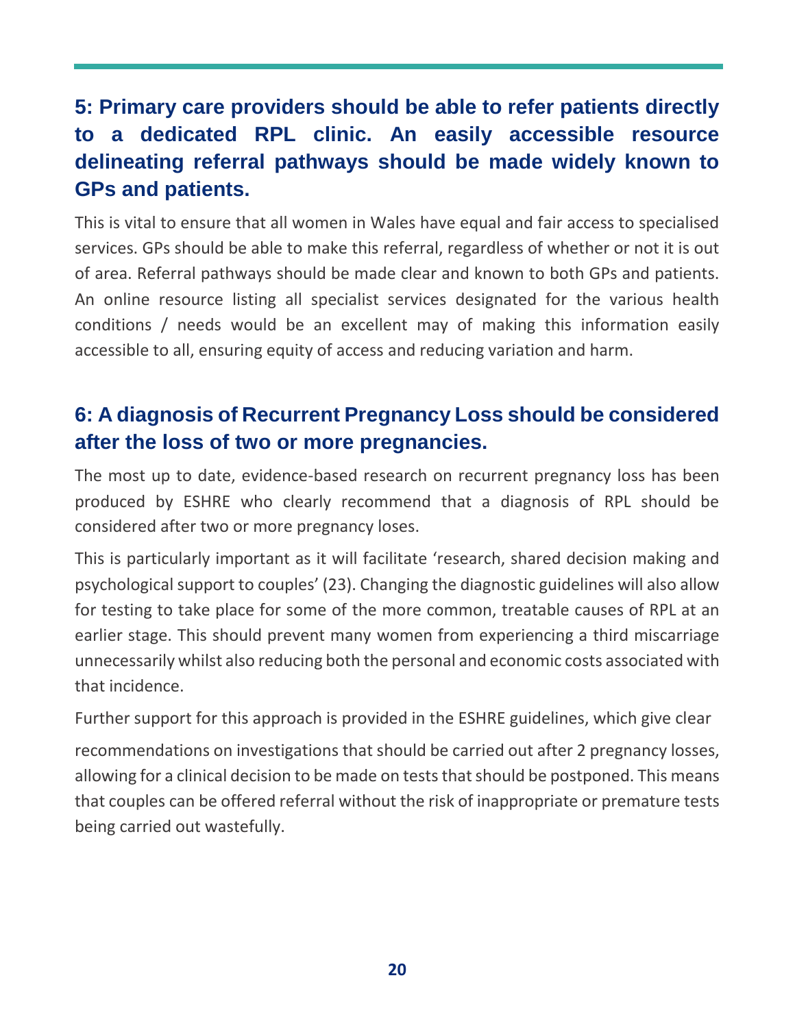## 5: Primary care providers should be able to refer patients directly to a dedicated RPL clinic. An easily accessible resource delineating referral pathways should be made widely known to GPs and patients.

This is vital to ensure that all women in Wales have equal and fair access to specialised services. GPs should be able to make this referral, regardless of whether or not it is out of area. Referral pathways should be made clear and known to both GPs and patients. An online resource listing all specialist services designated for the various health conditions / needs would be an excellent may of making this information easily accessible to all, ensuring equity of access and reducing variation and harm.

## 6: A diagnosis of Recurrent Pregnancy Loss should be considered after the loss of two or more pregnancies.

The most up to date, evidence-based research on recurrent pregnancy loss has been produced by ESHRE who clearly recommend that a diagnosis of RPL should be considered after two or more pregnancy loses.

This is particularly important as it will facilitate 'research, shared decision making and psychological support to couples' (23). Changing the diagnostic guidelines will also allow for testing to take place for some of the more common, treatable causes of RPL at an earlier stage. This should prevent many women from experiencing a third miscarriage unnecessarily whilst also reducing both the personal and economic costs associated with that incidence.

Further support for this approach is provided in the ESHRE guidelines, which give clear recommendations on investigations that should be carried out after 2 pregnancy losses, allowing for a clinical decision to be made on tests that should be postponed. This means that couples can be offered referral without the risk of inappropriate or premature tests being carried out wastefully.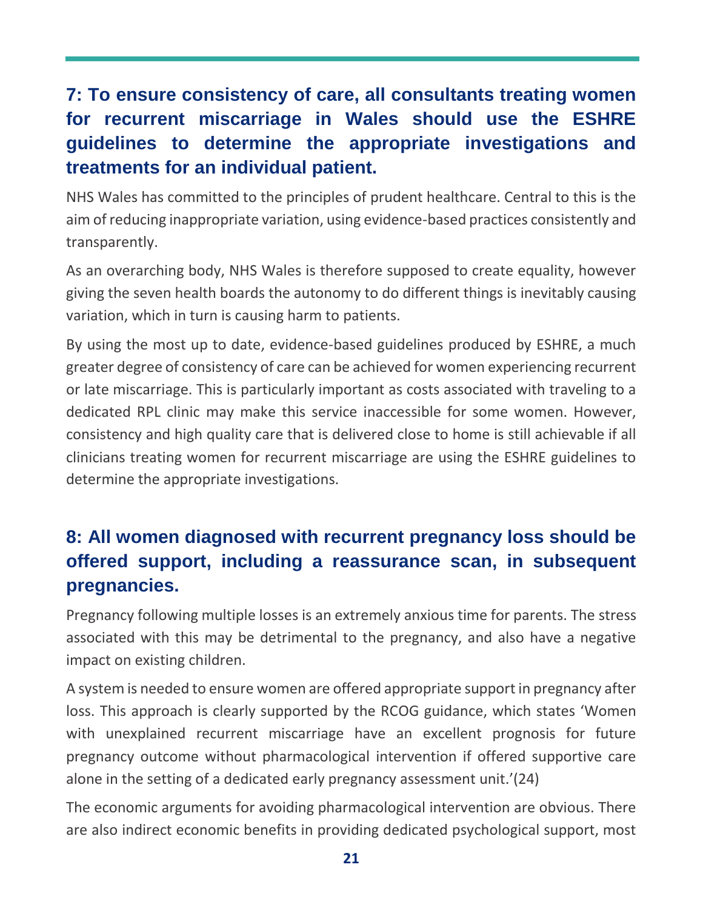## 7: To ensure consistency of care, all consultants treating women for recurrent miscarriage in Wales should use the ESHRE guidelines to determine the appropriate investigations and treatments for an individual patient.

NHS Wales has committed to the principles of prudent healthcare. Central to this is the aim of reducing inappropriate variation, using evidence-based practices consistently and transparently.

As an overarching body, NHS Wales is therefore supposed to create equality, however giving the seven health boards the autonomy to do different things is inevitably causing variation, which in turn is causing harm to patients.

By using the most up to date, evidence-based guidelines produced by ESHRE, a much greater degree of consistency of care can be achieved for women experiencing recurrent or late miscarriage. This is particularly important as costs associated with traveling to a dedicated RPL clinic may make this service inaccessible for some women. However, consistency and high quality care that is delivered close to home is still achievable if all clinicians treating women for recurrent miscarriage are using the ESHRE guidelines to determine the appropriate investigations.

## 8: All women diagnosed with recurrent pregnancy loss should be offered support, including a reassurance scan, in subsequent pregnancies.

Pregnancy following multiple losses is an extremely anxious time for parents. The stress associated with this may be detrimental to the pregnancy, and also have a negative impact on existing children.

A system is needed to ensure women are offered appropriate support in pregnancy after loss. This approach is clearly supported by the RCOG guidance, which states 'Women with unexplained recurrent miscarriage have an excellent prognosis for future pregnancy outcome without pharmacological intervention if offered supportive care alone in the setting of a dedicated early pregnancy assessment unit.'(24)

The economic arguments for avoiding pharmacological intervention are obvious. There are also indirect economic benefits in providing dedicated psychological support, most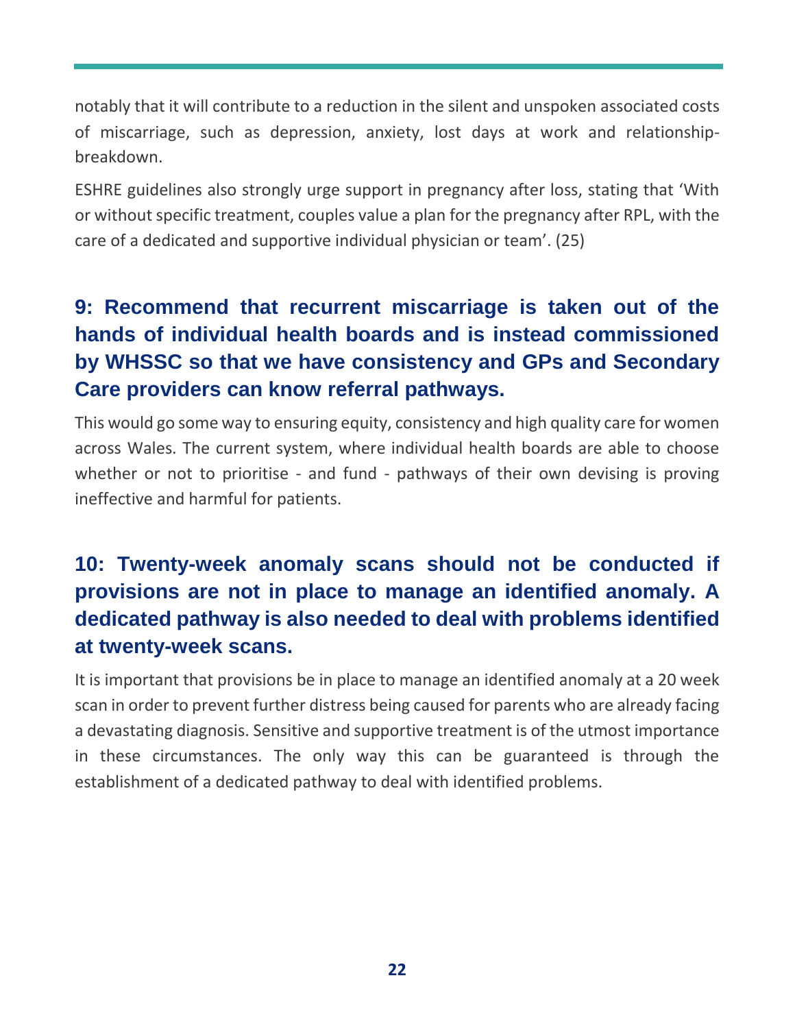notably that it will contribute to a reduction in the silent and unspoken associated costs of miscarriage, such as depression, anxiety, lost days at work and relationship-breakdown.

ESHRE guidelines also strongly urge support in pregnancy after loss, stating that 'With or without specific treatment, couples value a plan for the pregnancy after RPL, with the care of a dedicated and supportive individual physician or team'. (25)

## 9: Recommend that recurrent miscarriage is taken out of the hands of individual health boards and is instead commissioned by WHSSC so that we have consistency and GPs and Secondary Care providers can know referral pathways.

This would go some way to ensuring equity, consistency and high quality care for women across Wales. The current system, where individual health boards are able to choose whether or not to prioritise - and fund - pathways of their own devising is proving ineffective and harmful for patients.

## 10: Twenty-week anomaly scans should not be conducted if provisions are not in place to manage an identified anomaly. A dedicated pathway is also needed to deal with problems identified at twenty-week scans.

It is important that provisions be in place to manage an identified anomaly at a 20 week scan in order to prevent further distress being caused for parents who are already facing a devastating diagnosis. Sensitive and supportive treatment is of the utmost importance in these circumstances. The only way this can be guaranteed is through the establishment of a dedicated pathway to deal with identified problems.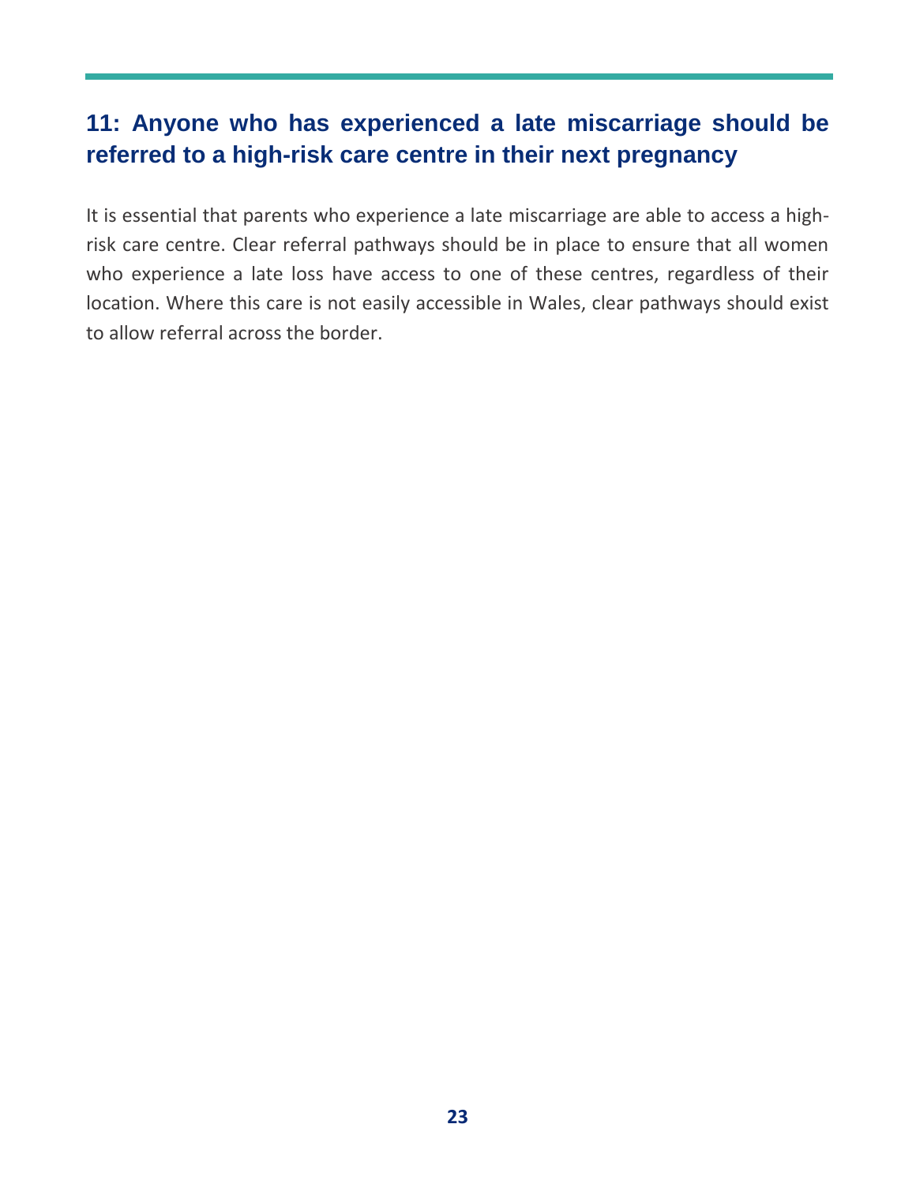## 11: Anyone who has experienced a late miscarriage should be referred to a high-risk care centre in their next pregnancy

It is essential that parents who experience a late miscarriage are able to access a high-risk care centre. Clear referral pathways should be in place to ensure that all women who experience a late loss have access to one of these centres, regardless of their location. Where this care is not easily accessible in Wales, clear pathways should exist to allow referral across the border.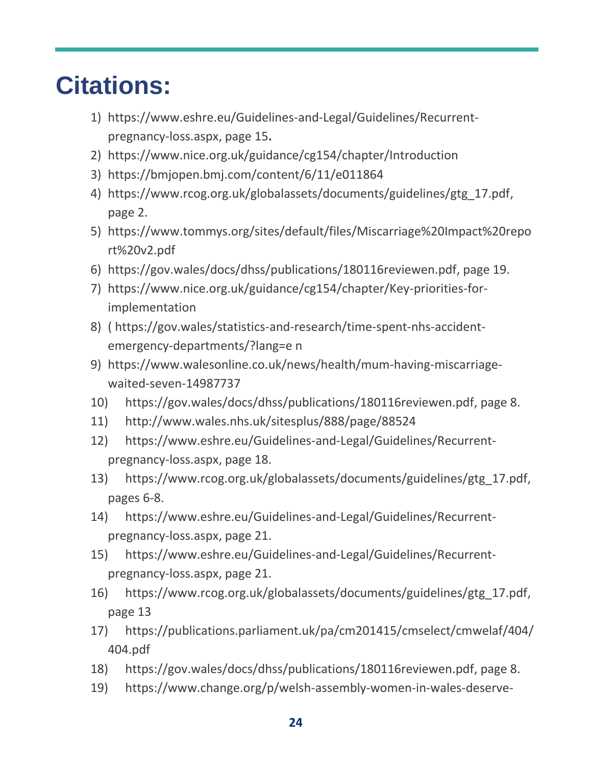# Citations:

1) https://www.eshre.eu/Guidelines-and-Legal/Guidelines/Recurrent-pregnancy-loss.aspx, page 15**.**
2) https://www.nice.org.uk/guidance/cg154/chapter/Introduction
3) https://bmjopen.bmj.com/content/6/11/e011864
4) https://www.rcog.org.uk/globalassets/documents/guidelines/gtg_17.pdf, page 2.
5) https://www.tommys.org/sites/default/files/Miscarriage%20Impact%20report%20v2.pdf
6) https://gov.wales/docs/dhss/publications/180116reviewen.pdf, page 19.
7) https://www.nice.org.uk/guidance/cg154/chapter/Key-priorities-for-implementation
8) ( https://gov.wales/statistics-and-research/time-spent-nhs-accident-emergency-departments/?lang=e n
9) https://www.walesonline.co.uk/news/health/mum-having-miscarriage-waited-seven-14987737
10) https://gov.wales/docs/dhss/publications/180116reviewen.pdf, page 8.
11) http://www.wales.nhs.uk/sitesplus/888/page/88524
12) https://www.eshre.eu/Guidelines-and-Legal/Guidelines/Recurrent-pregnancy-loss.aspx, page 18.
13) https://www.rcog.org.uk/globalassets/documents/guidelines/gtg_17.pdf, pages 6-8.
14) https://www.eshre.eu/Guidelines-and-Legal/Guidelines/Recurrent-pregnancy-loss.aspx, page 21.
15) https://www.eshre.eu/Guidelines-and-Legal/Guidelines/Recurrent-pregnancy-loss.aspx, page 21.
16) https://www.rcog.org.uk/globalassets/documents/guidelines/gtg_17.pdf, page 13
17) https://publications.parliament.uk/pa/cm201415/cmselect/cmwelaf/404/404.pdf
18) https://gov.wales/docs/dhss/publications/180116reviewen.pdf, page 8.
19) https://www.change.org/p/welsh-assembly-women-in-wales-deserve-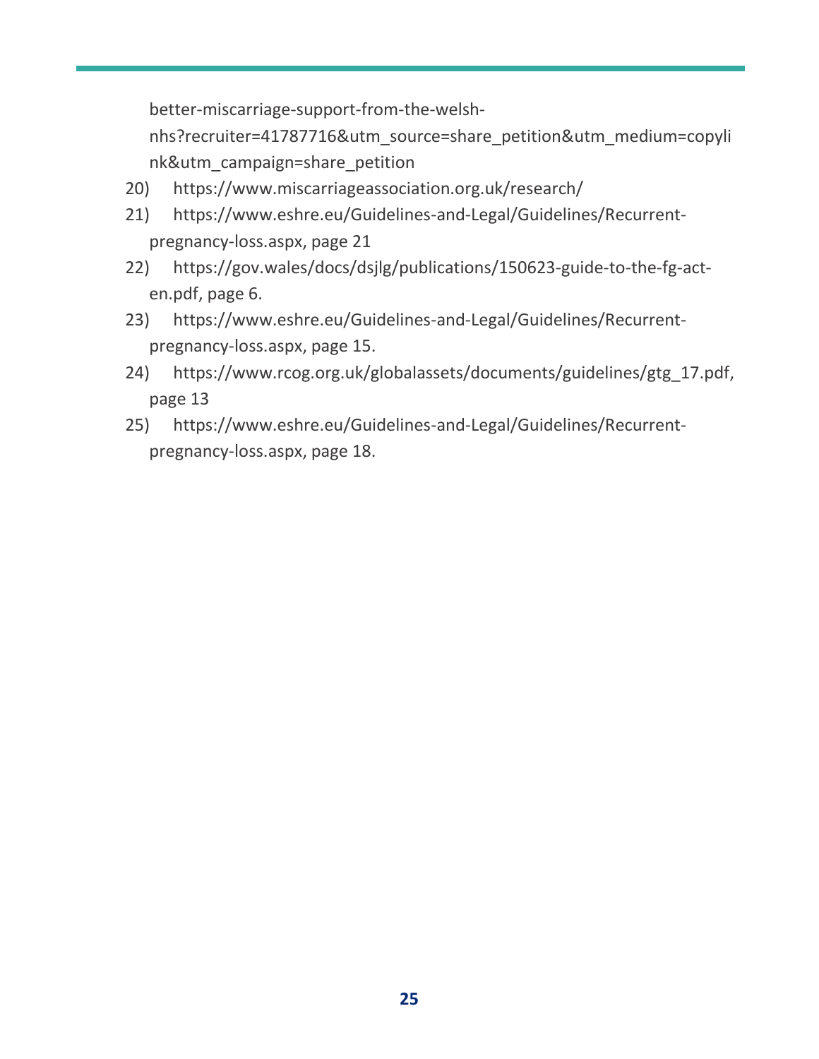better-miscarriage-support-from-the-welsh-nhs?recruiter=41787716&utm_source=share_petition&utm_medium=copylink&utm_campaign=share_petition

20) https://www.miscarriageassociation.org.uk/research/
21) https://www.eshre.eu/Guidelines-and-Legal/Guidelines/Recurrent-pregnancy-loss.aspx, page 21
22) https://gov.wales/docs/dsjlg/publications/150623-guide-to-the-fg-act-en.pdf, page 6.
23) https://www.eshre.eu/Guidelines-and-Legal/Guidelines/Recurrent-pregnancy-loss.aspx, page 15.
24) https://www.rcog.org.uk/globalassets/documents/guidelines/gtg_17.pdf, page 13
25) https://www.eshre.eu/Guidelines-and-Legal/Guidelines/Recurrent-pregnancy-loss.aspx, page 18.